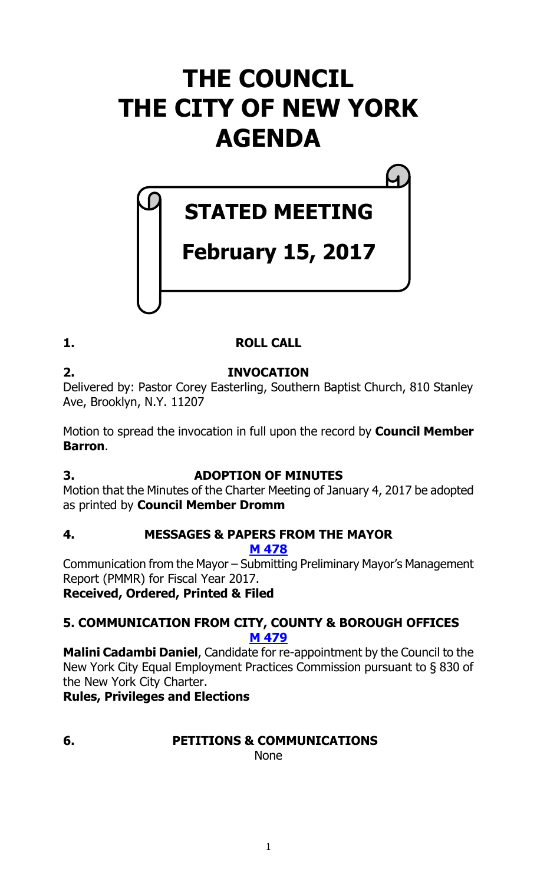# THE COUNCIL THE CITY OF NEW YORK AGENDA

## STATED MEETING

## February 15, 2017

**1. ROLL CALL**

**2. INVOCATION**

Delivered by: Pastor Corey Easterling, Southern Baptist Church, 810 Stanley Ave, Brooklyn, N.Y. 11207

Motion to spread the invocation in full upon the record by **Council Member Barron**.

**3. ADOPTION OF MINUTES**

Motion that the Minutes of the Charter Meeting of January 4, 2017 be adopted as printed by **Council Member Dromm**

**4. MESSAGES & PAPERS FROM THE MAYOR**

**M 478**

Communication from the Mayor – Submitting Preliminary Mayor's Management Report (PMMR) for Fiscal Year 2017.

**Received, Ordered, Printed & Filed**

**5. COMMUNICATION FROM CITY, COUNTY & BOROUGH OFFICES**

**M 479**

**Malini Cadambi Daniel**, Candidate for re-appointment by the Council to the New York City Equal Employment Practices Commission pursuant to § 830 of the New York City Charter.

**Rules, Privileges and Elections**

**6. PETITIONS & COMMUNICATIONS**

None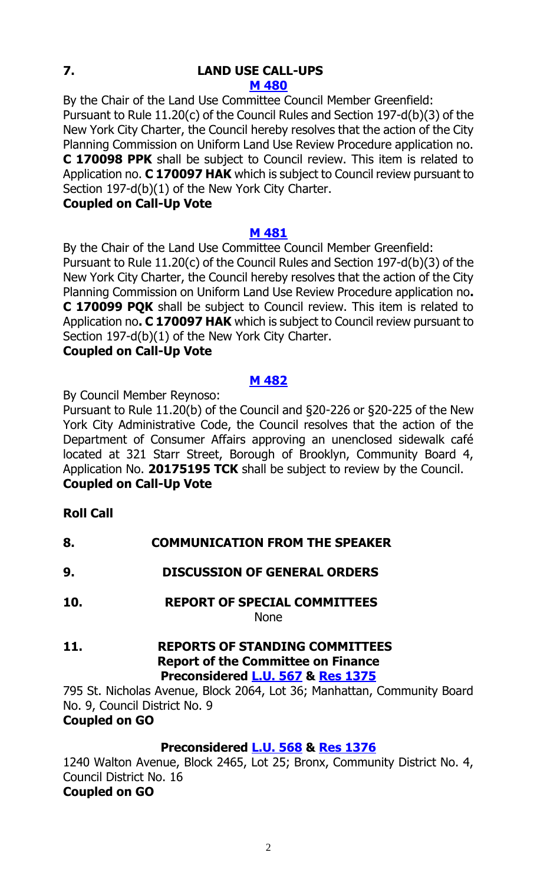## 7. LAND USE CALL-UPS

**M 480**

By the Chair of the Land Use Committee Council Member Greenfield:
Pursuant to Rule 11.20(c) of the Council Rules and Section 197-d(b)(3) of the New York City Charter, the Council hereby resolves that the action of the City Planning Commission on Uniform Land Use Review Procedure application no. **C 170098 PPK** shall be subject to Council review. This item is related to Application no. **C 170097 HAK** which is subject to Council review pursuant to Section 197-d(b)(1) of the New York City Charter.

**Coupled on Call-Up Vote**

**M 481**

By the Chair of the Land Use Committee Council Member Greenfield:
Pursuant to Rule 11.20(c) of the Council Rules and Section 197-d(b)(3) of the New York City Charter, the Council hereby resolves that the action of the City Planning Commission on Uniform Land Use Review Procedure application no**. C 170099 PQK** shall be subject to Council review. This item is related to Application no**. C 170097 HAK** which is subject to Council review pursuant to Section 197-d(b)(1) of the New York City Charter.

**Coupled on Call-Up Vote**

**M 482**

By Council Member Reynoso:
Pursuant to Rule 11.20(b) of the Council and §20-226 or §20-225 of the New York City Administrative Code, the Council resolves that the action of the Department of Consumer Affairs approving an unenclosed sidewalk café located at 321 Starr Street, Borough of Brooklyn, Community Board 4, Application No. **20175195 TCK** shall be subject to review by the Council.

**Coupled on Call-Up Vote**

**Roll Call**

## 8. COMMUNICATION FROM THE SPEAKER

## 9. DISCUSSION OF GENERAL ORDERS

## 10. REPORT OF SPECIAL COMMITTEES

None

## 11. REPORTS OF STANDING COMMITTEES

### Report of the Committee on Finance

**Preconsidered L.U. 567 & Res 1375**

795 St. Nicholas Avenue, Block 2064, Lot 36; Manhattan, Community Board No. 9, Council District No. 9

**Coupled on GO**

**Preconsidered L.U. 568 & Res 1376**

1240 Walton Avenue, Block 2465, Lot 25; Bronx, Community District No. 4, Council District No. 16

**Coupled on GO**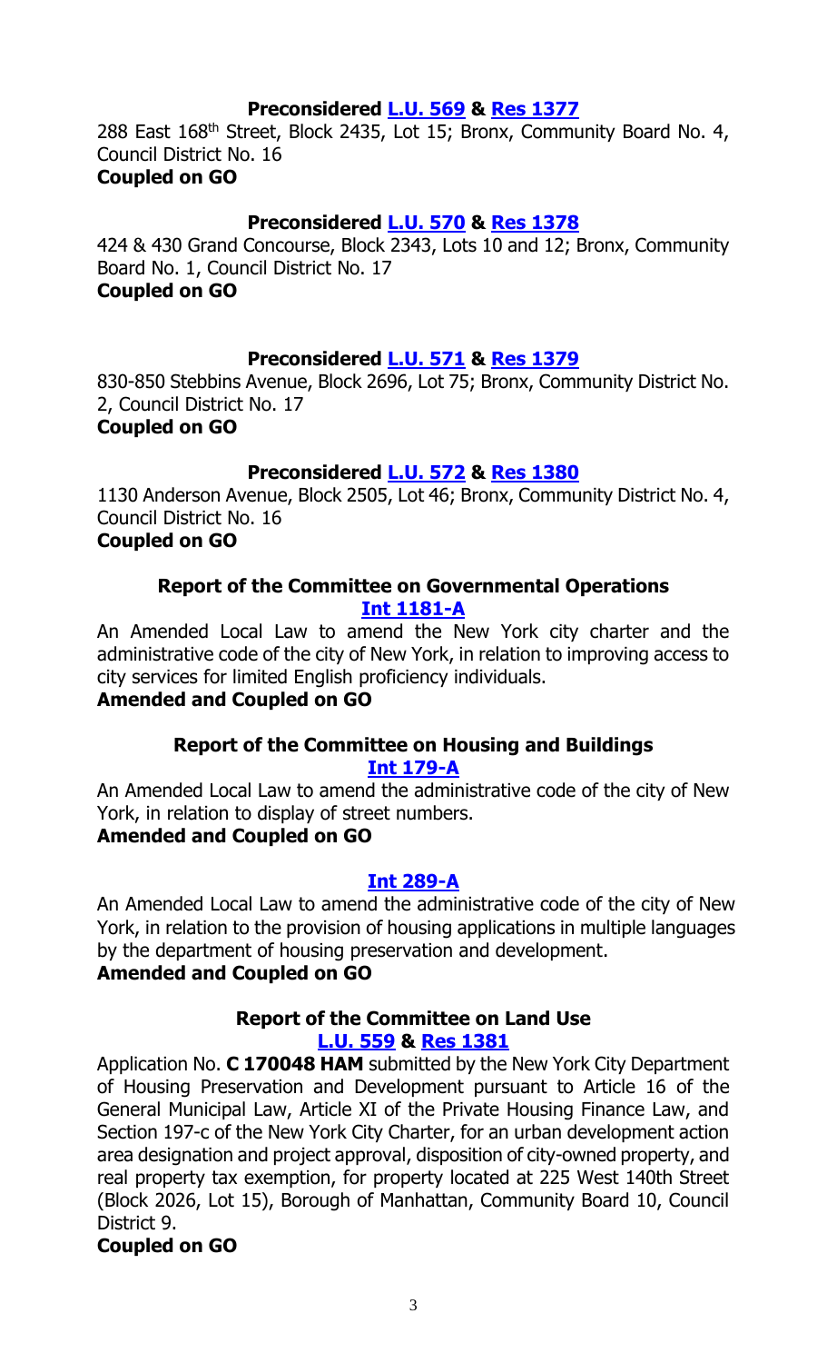**Preconsidered L.U. 569 & Res 1377**

288 East 168th Street, Block 2435, Lot 15; Bronx, Community Board No. 4, Council District No. 16

**Coupled on GO**

**Preconsidered L.U. 570 & Res 1378**

424 & 430 Grand Concourse, Block 2343, Lots 10 and 12; Bronx, Community Board No. 1, Council District No. 17

**Coupled on GO**

**Preconsidered L.U. 571 & Res 1379**

830-850 Stebbins Avenue, Block 2696, Lot 75; Bronx, Community District No. 2, Council District No. 17

**Coupled on GO**

**Preconsidered L.U. 572 & Res 1380**

1130 Anderson Avenue, Block 2505, Lot 46; Bronx, Community District No. 4, Council District No. 16

**Coupled on GO**

**Report of the Committee on Governmental Operations**

**Int 1181-A**

An Amended Local Law to amend the New York city charter and the administrative code of the city of New York, in relation to improving access to city services for limited English proficiency individuals.

**Amended and Coupled on GO**

**Report of the Committee on Housing and Buildings**

**Int 179-A**

An Amended Local Law to amend the administrative code of the city of New York, in relation to display of street numbers.

**Amended and Coupled on GO**

**Int 289-A**

An Amended Local Law to amend the administrative code of the city of New York, in relation to the provision of housing applications in multiple languages by the department of housing preservation and development.

**Amended and Coupled on GO**

**Report of the Committee on Land Use**

**L.U. 559 & Res 1381**

Application No. **C 170048 HAM** submitted by the New York City Department of Housing Preservation and Development pursuant to Article 16 of the General Municipal Law, Article XI of the Private Housing Finance Law, and Section 197-c of the New York City Charter, for an urban development action area designation and project approval, disposition of city-owned property, and real property tax exemption, for property located at 225 West 140th Street (Block 2026, Lot 15), Borough of Manhattan, Community Board 10, Council District 9.

**Coupled on GO**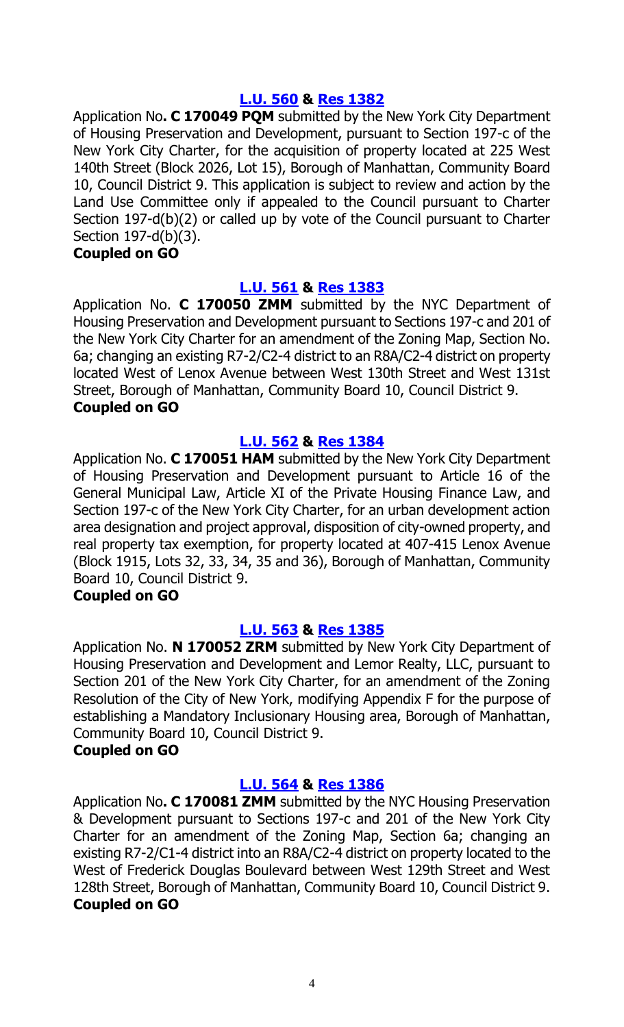**[L.U. 560](#) & [Res 1382](#)**

Application No**. C 170049 PQM** submitted by the New York City Department of Housing Preservation and Development, pursuant to Section 197-c of the New York City Charter, for the acquisition of property located at 225 West 140th Street (Block 2026, Lot 15), Borough of Manhattan, Community Board 10, Council District 9. This application is subject to review and action by the Land Use Committee only if appealed to the Council pursuant to Charter Section 197-d(b)(2) or called up by vote of the Council pursuant to Charter Section 197-d(b)(3).

**Coupled on GO**

**[L.U. 561](#) & [Res 1383](#)**

Application No. **C 170050 ZMM** submitted by the NYC Department of Housing Preservation and Development pursuant to Sections 197-c and 201 of the New York City Charter for an amendment of the Zoning Map, Section No. 6a; changing an existing R7-2/C2-4 district to an R8A/C2-4 district on property located West of Lenox Avenue between West 130th Street and West 131st Street, Borough of Manhattan, Community Board 10, Council District 9.

**Coupled on GO**

**[L.U. 562](#) & [Res 1384](#)**

Application No. **C 170051 HAM** submitted by the New York City Department of Housing Preservation and Development pursuant to Article 16 of the General Municipal Law, Article XI of the Private Housing Finance Law, and Section 197-c of the New York City Charter, for an urban development action area designation and project approval, disposition of city-owned property, and real property tax exemption, for property located at 407-415 Lenox Avenue (Block 1915, Lots 32, 33, 34, 35 and 36), Borough of Manhattan, Community Board 10, Council District 9.

**Coupled on GO**

**[L.U. 563](#) & [Res 1385](#)**

Application No. **N 170052 ZRM** submitted by New York City Department of Housing Preservation and Development and Lemor Realty, LLC, pursuant to Section 201 of the New York City Charter, for an amendment of the Zoning Resolution of the City of New York, modifying Appendix F for the purpose of establishing a Mandatory Inclusionary Housing area, Borough of Manhattan, Community Board 10, Council District 9.

**Coupled on GO**

**[L.U. 564](#) & [Res 1386](#)**

Application No**. C 170081 ZMM** submitted by the NYC Housing Preservation & Development pursuant to Sections 197-c and 201 of the New York City Charter for an amendment of the Zoning Map, Section 6a; changing an existing R7-2/C1-4 district into an R8A/C2-4 district on property located to the West of Frederick Douglas Boulevard between West 129th Street and West 128th Street, Borough of Manhattan, Community Board 10, Council District 9.

**Coupled on GO**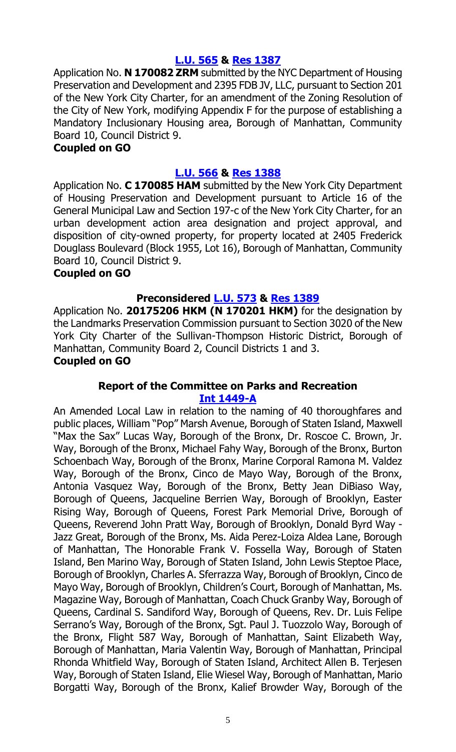**[L.U. 565](#) & [Res 1387](#)**

Application No. **N 170082 ZRM** submitted by the NYC Department of Housing Preservation and Development and 2395 FDB JV, LLC, pursuant to Section 201 of the New York City Charter, for an amendment of the Zoning Resolution of the City of New York, modifying Appendix F for the purpose of establishing a Mandatory Inclusionary Housing area, Borough of Manhattan, Community Board 10, Council District 9.

**Coupled on GO**

**[L.U. 566](#) & [Res 1388](#)**

Application No. **C 170085 HAM** submitted by the New York City Department of Housing Preservation and Development pursuant to Article 16 of the General Municipal Law and Section 197-c of the New York City Charter, for an urban development action area designation and project approval, and disposition of city-owned property, for property located at 2405 Frederick Douglass Boulevard (Block 1955, Lot 16), Borough of Manhattan, Community Board 10, Council District 9.

**Coupled on GO**

**Preconsidered [L.U. 573](#) & [Res 1389](#)**

Application No. **20175206 HKM (N 170201 HKM)** for the designation by the Landmarks Preservation Commission pursuant to Section 3020 of the New York City Charter of the Sullivan-Thompson Historic District, Borough of Manhattan, Community Board 2, Council Districts 1 and 3.

**Coupled on GO**

### Report of the Committee on Parks and Recreation

**[Int 1449-A](#)**

An Amended Local Law in relation to the naming of 40 thoroughfares and public places, William "Pop" Marsh Avenue, Borough of Staten Island, Maxwell "Max the Sax" Lucas Way, Borough of the Bronx, Dr. Roscoe C. Brown, Jr. Way, Borough of the Bronx, Michael Fahy Way, Borough of the Bronx, Burton Schoenbach Way, Borough of the Bronx, Marine Corporal Ramona M. Valdez Way, Borough of the Bronx, Cinco de Mayo Way, Borough of the Bronx, Antonia Vasquez Way, Borough of the Bronx, Betty Jean DiBiaso Way, Borough of Queens, Jacqueline Berrien Way, Borough of Brooklyn, Easter Rising Way, Borough of Queens, Forest Park Memorial Drive, Borough of Queens, Reverend John Pratt Way, Borough of Brooklyn, Donald Byrd Way - Jazz Great, Borough of the Bronx, Ms. Aida Perez-Loiza Aldea Lane, Borough of Manhattan, The Honorable Frank V. Fossella Way, Borough of Staten Island, Ben Marino Way, Borough of Staten Island, John Lewis Steptoe Place, Borough of Brooklyn, Charles A. Sferrazza Way, Borough of Brooklyn, Cinco de Mayo Way, Borough of Brooklyn, Children's Court, Borough of Manhattan, Ms. Magazine Way, Borough of Manhattan, Coach Chuck Granby Way, Borough of Queens, Cardinal S. Sandiford Way, Borough of Queens, Rev. Dr. Luis Felipe Serrano's Way, Borough of the Bronx, Sgt. Paul J. Tuozzolo Way, Borough of the Bronx, Flight 587 Way, Borough of Manhattan, Saint Elizabeth Way, Borough of Manhattan, Maria Valentin Way, Borough of Manhattan, Principal Rhonda Whitfield Way, Borough of Staten Island, Architect Allen B. Terjesen Way, Borough of Staten Island, Elie Wiesel Way, Borough of Manhattan, Mario Borgatti Way, Borough of the Bronx, Kalief Browder Way, Borough of the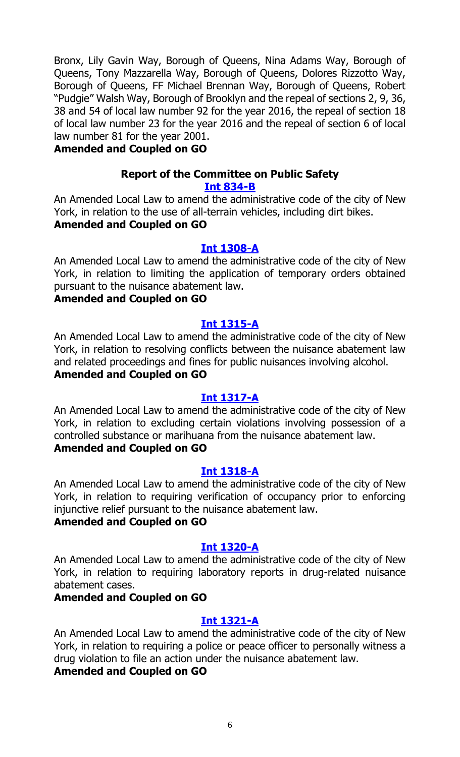Bronx, Lily Gavin Way, Borough of Queens, Nina Adams Way, Borough of Queens, Tony Mazzarella Way, Borough of Queens, Dolores Rizzotto Way, Borough of Queens, FF Michael Brennan Way, Borough of Queens, Robert "Pudgie" Walsh Way, Borough of Brooklyn and the repeal of sections 2, 9, 36, 38 and 54 of local law number 92 for the year 2016, the repeal of section 18 of local law number 23 for the year 2016 and the repeal of section 6 of local law number 81 for the year 2001.

**Amended and Coupled on GO**

### Report of the Committee on Public Safety

**Int 834-B**

An Amended Local Law to amend the administrative code of the city of New York, in relation to the use of all-terrain vehicles, including dirt bikes.

**Amended and Coupled on GO**

**Int 1308-A**

An Amended Local Law to amend the administrative code of the city of New York, in relation to limiting the application of temporary orders obtained pursuant to the nuisance abatement law.

**Amended and Coupled on GO**

**Int 1315-A**

An Amended Local Law to amend the administrative code of the city of New York, in relation to resolving conflicts between the nuisance abatement law and related proceedings and fines for public nuisances involving alcohol.

**Amended and Coupled on GO**

**Int 1317-A**

An Amended Local Law to amend the administrative code of the city of New York, in relation to excluding certain violations involving possession of a controlled substance or marihuana from the nuisance abatement law.

**Amended and Coupled on GO**

**Int 1318-A**

An Amended Local Law to amend the administrative code of the city of New York, in relation to requiring verification of occupancy prior to enforcing injunctive relief pursuant to the nuisance abatement law.

**Amended and Coupled on GO**

**Int 1320-A**

An Amended Local Law to amend the administrative code of the city of New York, in relation to requiring laboratory reports in drug-related nuisance abatement cases.

**Amended and Coupled on GO**

**Int 1321-A**

An Amended Local Law to amend the administrative code of the city of New York, in relation to requiring a police or peace officer to personally witness a drug violation to file an action under the nuisance abatement law.

**Amended and Coupled on GO**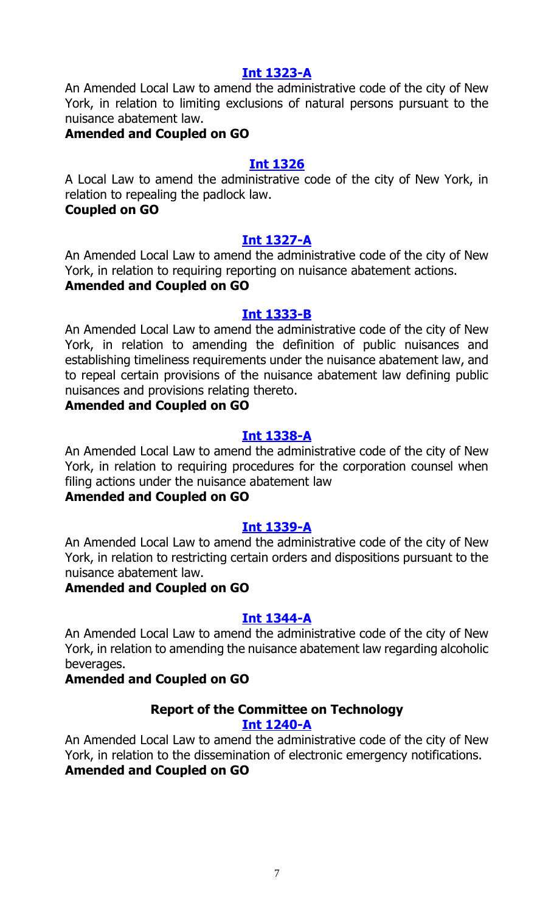**Int 1323-A**

An Amended Local Law to amend the administrative code of the city of New York, in relation to limiting exclusions of natural persons pursuant to the nuisance abatement law.

**Amended and Coupled on GO**

**Int 1326**

A Local Law to amend the administrative code of the city of New York, in relation to repealing the padlock law.

**Coupled on GO**

**Int 1327-A**

An Amended Local Law to amend the administrative code of the city of New York, in relation to requiring reporting on nuisance abatement actions.

**Amended and Coupled on GO**

**Int 1333-B**

An Amended Local Law to amend the administrative code of the city of New York, in relation to amending the definition of public nuisances and establishing timeliness requirements under the nuisance abatement law, and to repeal certain provisions of the nuisance abatement law defining public nuisances and provisions relating thereto.

**Amended and Coupled on GO**

**Int 1338-A**

An Amended Local Law to amend the administrative code of the city of New York, in relation to requiring procedures for the corporation counsel when filing actions under the nuisance abatement law

**Amended and Coupled on GO**

**Int 1339-A**

An Amended Local Law to amend the administrative code of the city of New York, in relation to restricting certain orders and dispositions pursuant to the nuisance abatement law.

**Amended and Coupled on GO**

**Int 1344-A**

An Amended Local Law to amend the administrative code of the city of New York, in relation to amending the nuisance abatement law regarding alcoholic beverages.

**Amended and Coupled on GO**

### Report of the Committee on Technology

**Int 1240-A**

An Amended Local Law to amend the administrative code of the city of New York, in relation to the dissemination of electronic emergency notifications.

**Amended and Coupled on GO**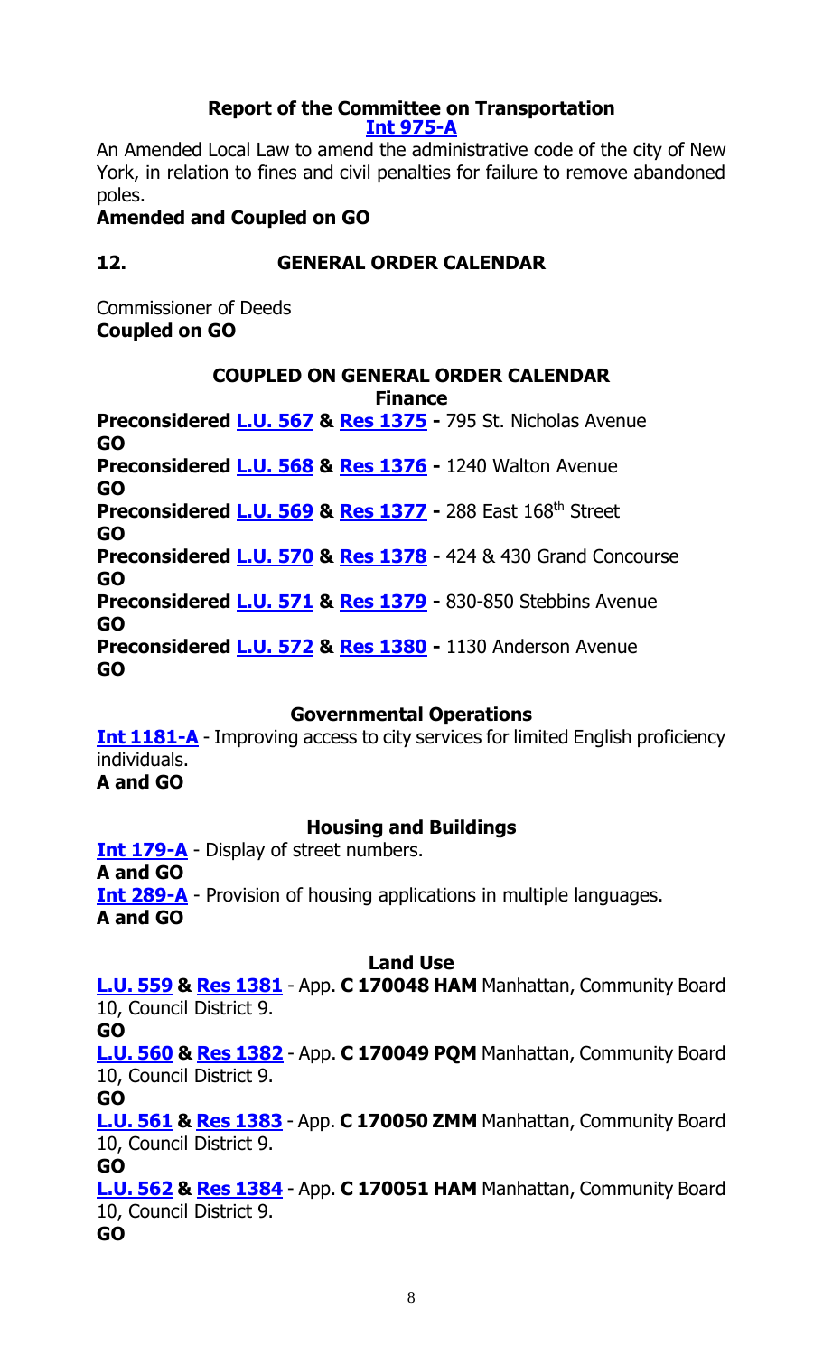**Report of the Committee on Transportation**
**[Int 975-A]**

An Amended Local Law to amend the administrative code of the city of New York, in relation to fines and civil penalties for failure to remove abandoned poles.

**Amended and Coupled on GO**

## 12. GENERAL ORDER CALENDAR

Commissioner of Deeds
**Coupled on GO**

### COUPLED ON GENERAL ORDER CALENDAR

**Finance**

**Preconsidered L.U. 567 & Res 1375 -** 795 St. Nicholas Avenue
**GO**

**Preconsidered L.U. 568 & Res 1376 -** 1240 Walton Avenue
**GO**

**Preconsidered L.U. 569 & Res 1377 -** 288 East 168th Street
**GO**

**Preconsidered L.U. 570 & Res 1378 -** 424 & 430 Grand Concourse
**GO**

**Preconsidered L.U. 571 & Res 1379 -** 830-850 Stebbins Avenue
**GO**

**Preconsidered L.U. 572 & Res 1380 -** 1130 Anderson Avenue
**GO**

**Governmental Operations**

**Int 1181-A** - Improving access to city services for limited English proficiency individuals.
**A and GO**

**Housing and Buildings**

**Int 179-A** - Display of street numbers.
**A and GO**

**Int 289-A** - Provision of housing applications in multiple languages.
**A and GO**

**Land Use**

**L.U. 559 & Res 1381** - App. **C 170048 HAM** Manhattan, Community Board 10, Council District 9.
**GO**

**L.U. 560 & Res 1382** - App. **C 170049 PQM** Manhattan, Community Board 10, Council District 9.
**GO**

**L.U. 561 & Res 1383** - App. **C 170050 ZMM** Manhattan, Community Board 10, Council District 9.
**GO**

**L.U. 562 & Res 1384** - App. **C 170051 HAM** Manhattan, Community Board 10, Council District 9.
**GO**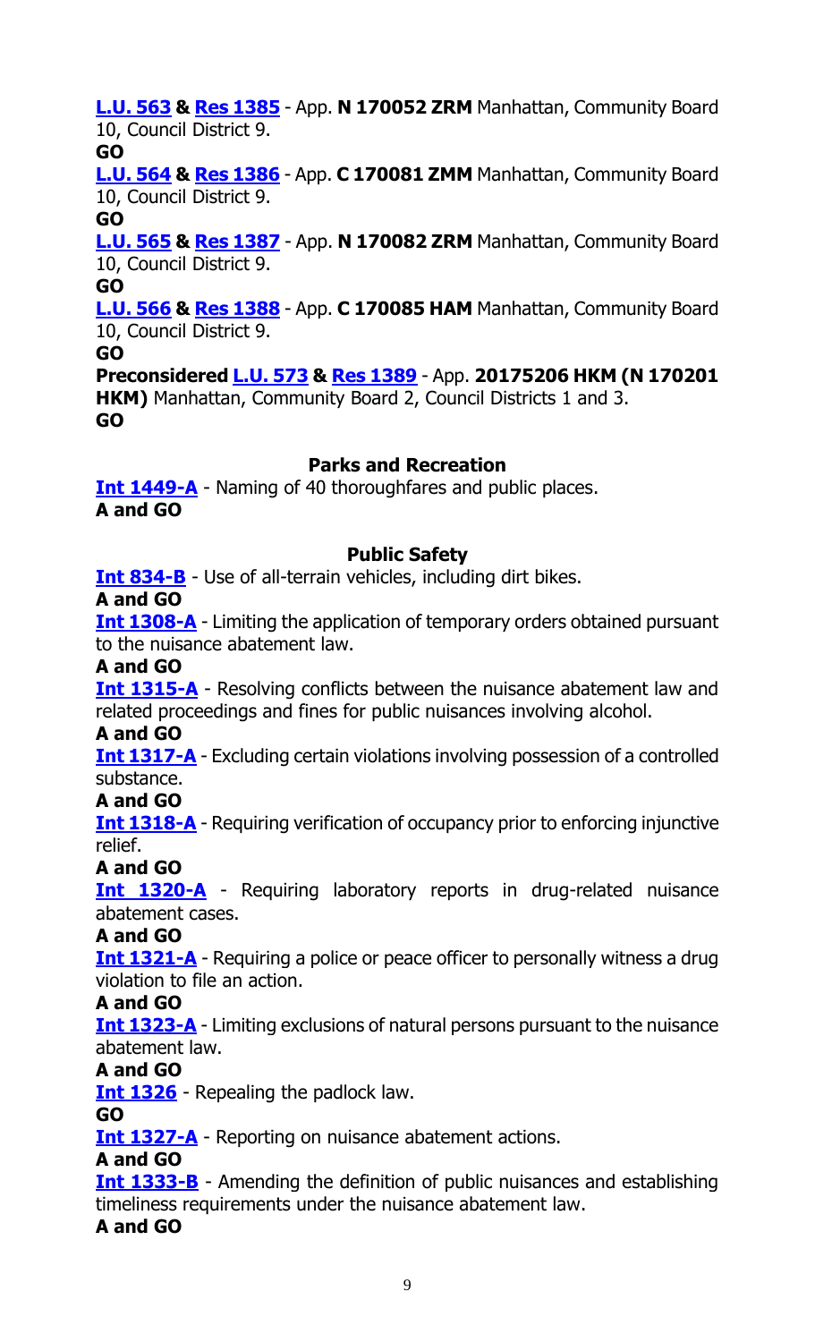**L.U. 563 & Res 1385** - App. **N 170052 ZRM** Manhattan, Community Board 10, Council District 9.
**GO**

**L.U. 564 & Res 1386** - App. **C 170081 ZMM** Manhattan, Community Board 10, Council District 9.
**GO**

**L.U. 565 & Res 1387** - App. **N 170082 ZRM** Manhattan, Community Board 10, Council District 9.
**GO**

**L.U. 566 & Res 1388** - App. **C 170085 HAM** Manhattan, Community Board 10, Council District 9.
**GO**

**Preconsidered L.U. 573 & Res 1389** - App. **20175206 HKM (N 170201 HKM)** Manhattan, Community Board 2, Council Districts 1 and 3.
**GO**

### Parks and Recreation

**Int 1449-A** - Naming of 40 thoroughfares and public places.
**A and GO**

### Public Safety

**Int 834-B** - Use of all-terrain vehicles, including dirt bikes.
**A and GO**

**Int 1308-A** - Limiting the application of temporary orders obtained pursuant to the nuisance abatement law.
**A and GO**

**Int 1315-A** - Resolving conflicts between the nuisance abatement law and related proceedings and fines for public nuisances involving alcohol.
**A and GO**

**Int 1317-A** - Excluding certain violations involving possession of a controlled substance.
**A and GO**

**Int 1318-A** - Requiring verification of occupancy prior to enforcing injunctive relief.
**A and GO**

**Int 1320-A** - Requiring laboratory reports in drug-related nuisance abatement cases.
**A and GO**

**Int 1321-A** - Requiring a police or peace officer to personally witness a drug violation to file an action.
**A and GO**

**Int 1323-A** - Limiting exclusions of natural persons pursuant to the nuisance abatement law.
**A and GO**

**Int 1326** - Repealing the padlock law.
**GO**

**Int 1327-A** - Reporting on nuisance abatement actions.
**A and GO**

**Int 1333-B** - Amending the definition of public nuisances and establishing timeliness requirements under the nuisance abatement law.
**A and GO**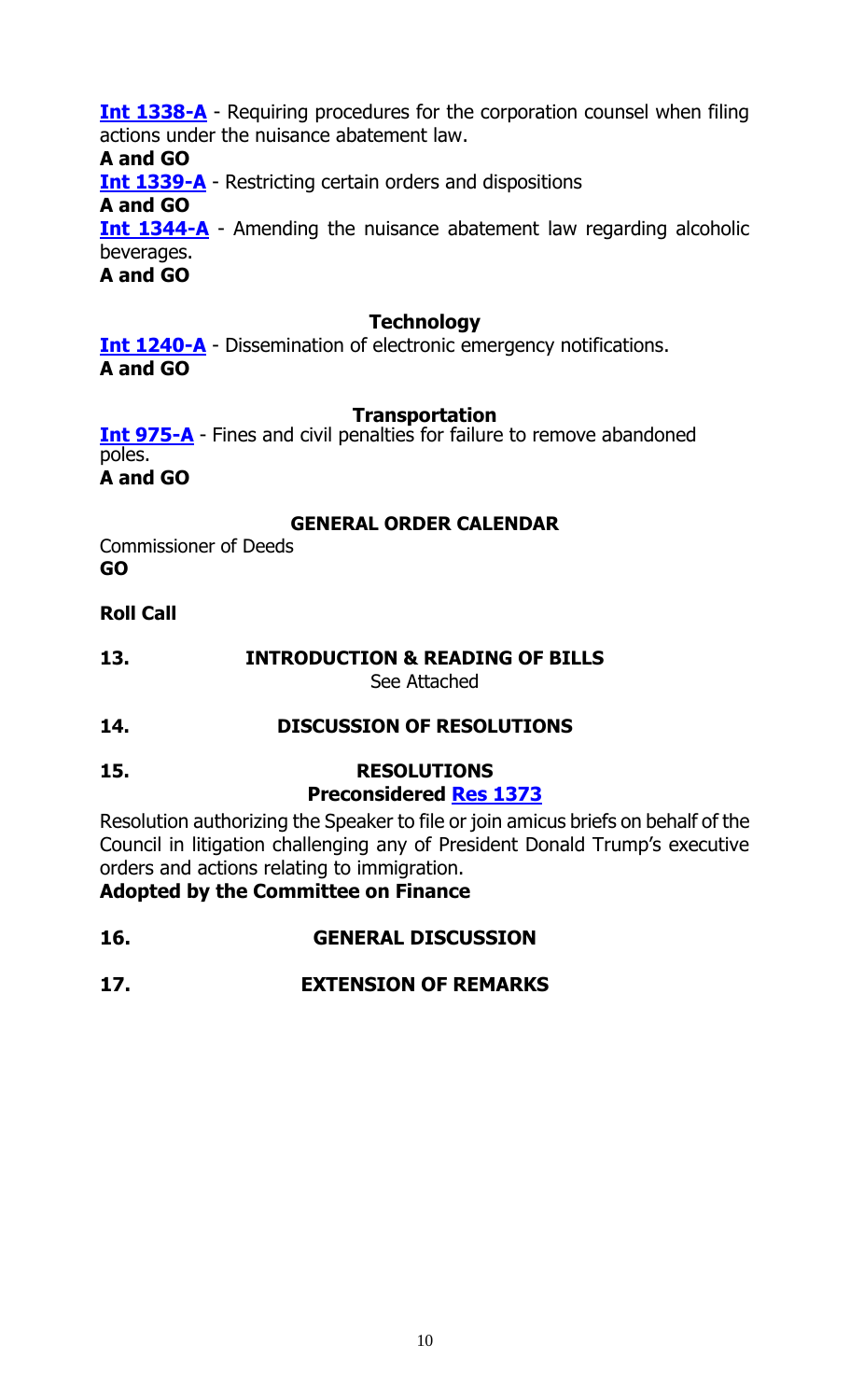**Int 1338-A** - Requiring procedures for the corporation counsel when filing actions under the nuisance abatement law.
**A and GO**

**Int 1339-A** - Restricting certain orders and dispositions
**A and GO**

**Int 1344-A** - Amending the nuisance abatement law regarding alcoholic beverages.
**A and GO**

**Technology**

**Int 1240-A** - Dissemination of electronic emergency notifications.
**A and GO**

**Transportation**

**Int 975-A** - Fines and civil penalties for failure to remove abandoned poles.
**A and GO**

**GENERAL ORDER CALENDAR**

Commissioner of Deeds
**GO**

**Roll Call**

**13. INTRODUCTION & READING OF BILLS**
See Attached

**14. DISCUSSION OF RESOLUTIONS**

**15. RESOLUTIONS**
**Preconsidered Res 1373**

Resolution authorizing the Speaker to file or join amicus briefs on behalf of the Council in litigation challenging any of President Donald Trump's executive orders and actions relating to immigration.
**Adopted by the Committee on Finance**

**16. GENERAL DISCUSSION**

**17. EXTENSION OF REMARKS**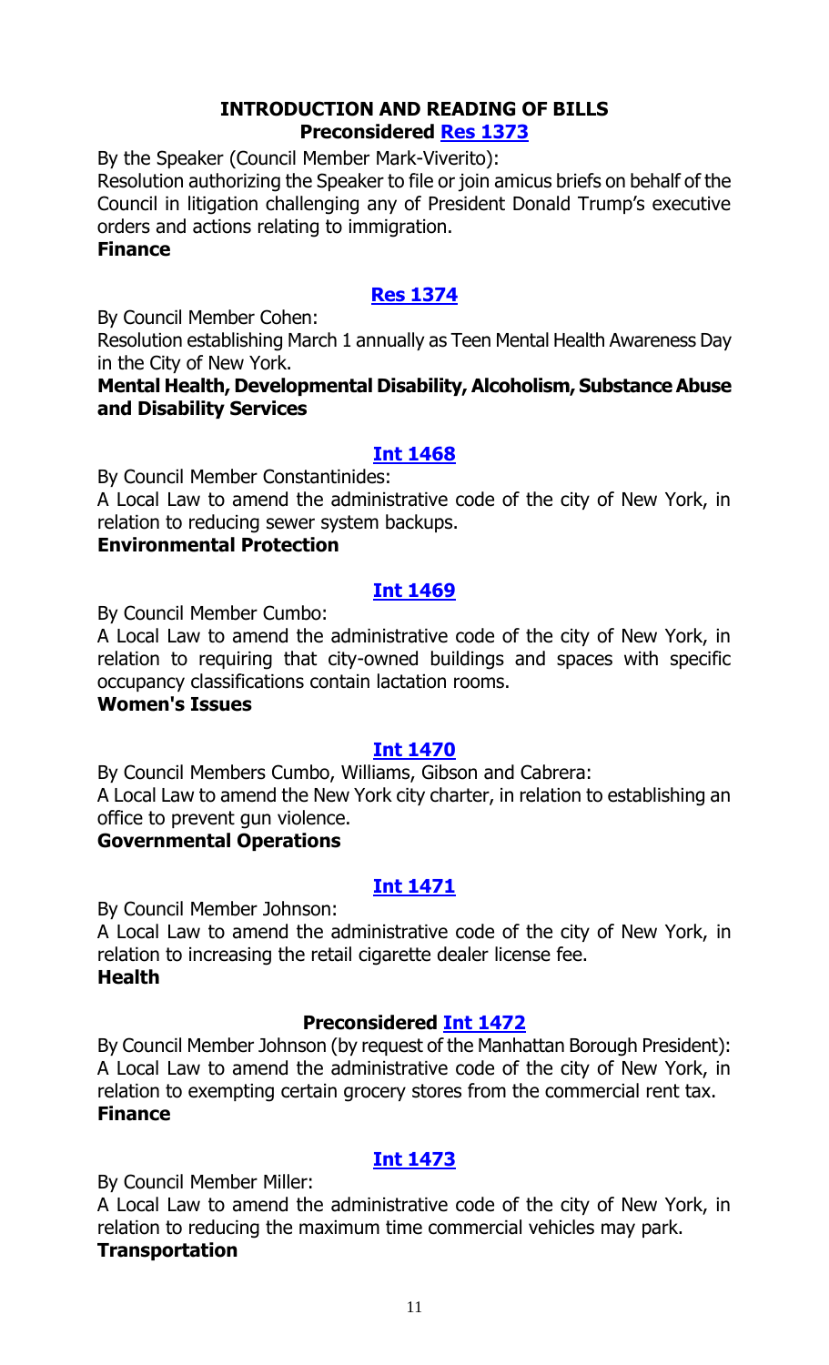## INTRODUCTION AND READING OF BILLS

**Preconsidered Res 1373**

By the Speaker (Council Member Mark-Viverito):

Resolution authorizing the Speaker to file or join amicus briefs on behalf of the Council in litigation challenging any of President Donald Trump's executive orders and actions relating to immigration.

**Finance**

**Res 1374**

By Council Member Cohen:

Resolution establishing March 1 annually as Teen Mental Health Awareness Day in the City of New York.

**Mental Health, Developmental Disability, Alcoholism, Substance Abuse and Disability Services**

**Int 1468**

By Council Member Constantinides:

A Local Law to amend the administrative code of the city of New York, in relation to reducing sewer system backups.

**Environmental Protection**

**Int 1469**

By Council Member Cumbo:

A Local Law to amend the administrative code of the city of New York, in relation to requiring that city-owned buildings and spaces with specific occupancy classifications contain lactation rooms.

**Women's Issues**

**Int 1470**

By Council Members Cumbo, Williams, Gibson and Cabrera:

A Local Law to amend the New York city charter, in relation to establishing an office to prevent gun violence.

**Governmental Operations**

**Int 1471**

By Council Member Johnson:

A Local Law to amend the administrative code of the city of New York, in relation to increasing the retail cigarette dealer license fee.

**Health**

**Preconsidered Int 1472**

By Council Member Johnson (by request of the Manhattan Borough President):

A Local Law to amend the administrative code of the city of New York, in relation to exempting certain grocery stores from the commercial rent tax.

**Finance**

**Int 1473**

By Council Member Miller:

A Local Law to amend the administrative code of the city of New York, in relation to reducing the maximum time commercial vehicles may park.

**Transportation**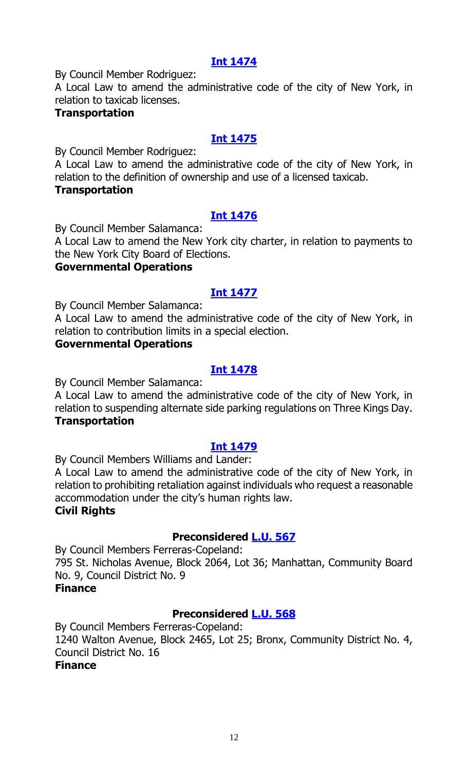### [Int 1474]

By Council Member Rodriguez:

A Local Law to amend the administrative code of the city of New York, in relation to taxicab licenses.

**Transportation**

### [Int 1475]

By Council Member Rodriguez:

A Local Law to amend the administrative code of the city of New York, in relation to the definition of ownership and use of a licensed taxicab.

**Transportation**

### [Int 1476]

By Council Member Salamanca:

A Local Law to amend the New York city charter, in relation to payments to the New York City Board of Elections.

**Governmental Operations**

### [Int 1477]

By Council Member Salamanca:

A Local Law to amend the administrative code of the city of New York, in relation to contribution limits in a special election.

**Governmental Operations**

### [Int 1478]

By Council Member Salamanca:

A Local Law to amend the administrative code of the city of New York, in relation to suspending alternate side parking regulations on Three Kings Day.

**Transportation**

### [Int 1479]

By Council Members Williams and Lander:

A Local Law to amend the administrative code of the city of New York, in relation to prohibiting retaliation against individuals who request a reasonable accommodation under the city's human rights law.

**Civil Rights**

### Preconsidered [L.U. 567]

By Council Members Ferreras-Copeland:

795 St. Nicholas Avenue, Block 2064, Lot 36; Manhattan, Community Board No. 9, Council District No. 9

**Finance**

### Preconsidered [L.U. 568]

By Council Members Ferreras-Copeland:

1240 Walton Avenue, Block 2465, Lot 25; Bronx, Community District No. 4, Council District No. 16

**Finance**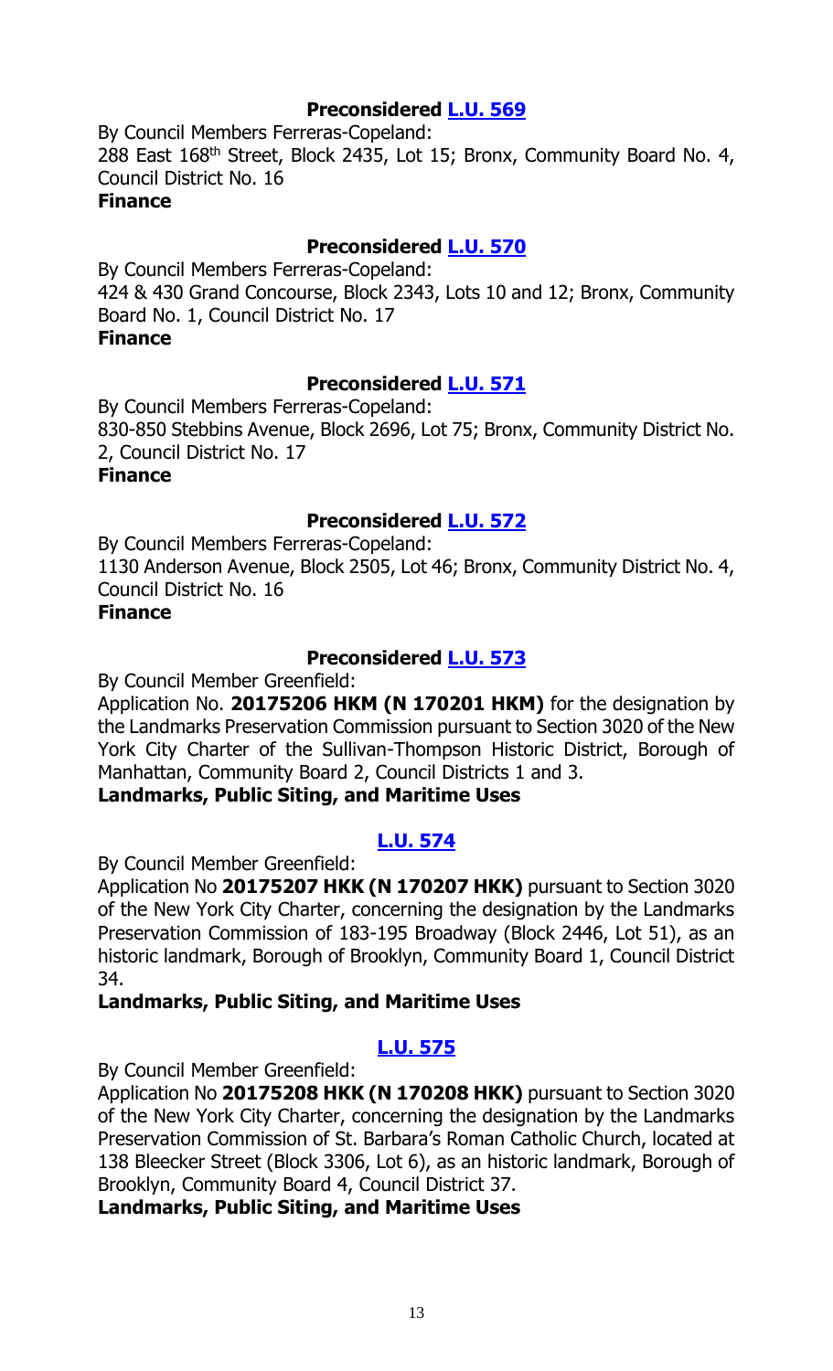### **Preconsidered L.U. 569**

By Council Members Ferreras-Copeland:
288 East 168th Street, Block 2435, Lot 15; Bronx, Community Board No. 4, Council District No. 16
**Finance**

### **Preconsidered L.U. 570**

By Council Members Ferreras-Copeland:
424 & 430 Grand Concourse, Block 2343, Lots 10 and 12; Bronx, Community Board No. 1, Council District No. 17
**Finance**

### **Preconsidered L.U. 571**

By Council Members Ferreras-Copeland:
830-850 Stebbins Avenue, Block 2696, Lot 75; Bronx, Community District No. 2, Council District No. 17
**Finance**

### **Preconsidered L.U. 572**

By Council Members Ferreras-Copeland:
1130 Anderson Avenue, Block 2505, Lot 46; Bronx, Community District No. 4, Council District No. 16
**Finance**

### **Preconsidered L.U. 573**

By Council Member Greenfield:
Application No. **20175206 HKM (N 170201 HKM)** for the designation by the Landmarks Preservation Commission pursuant to Section 3020 of the New York City Charter of the Sullivan-Thompson Historic District, Borough of Manhattan, Community Board 2, Council Districts 1 and 3.
**Landmarks, Public Siting, and Maritime Uses**

### **L.U. 574**

By Council Member Greenfield:
Application No **20175207 HKK (N 170207 HKK)** pursuant to Section 3020 of the New York City Charter, concerning the designation by the Landmarks Preservation Commission of 183-195 Broadway (Block 2446, Lot 51), as an historic landmark, Borough of Brooklyn, Community Board 1, Council District 34.
**Landmarks, Public Siting, and Maritime Uses**

### **L.U. 575**

By Council Member Greenfield:
Application No **20175208 HKK (N 170208 HKK)** pursuant to Section 3020 of the New York City Charter, concerning the designation by the Landmarks Preservation Commission of St. Barbara's Roman Catholic Church, located at 138 Bleecker Street (Block 3306, Lot 6), as an historic landmark, Borough of Brooklyn, Community Board 4, Council District 37.
**Landmarks, Public Siting, and Maritime Uses**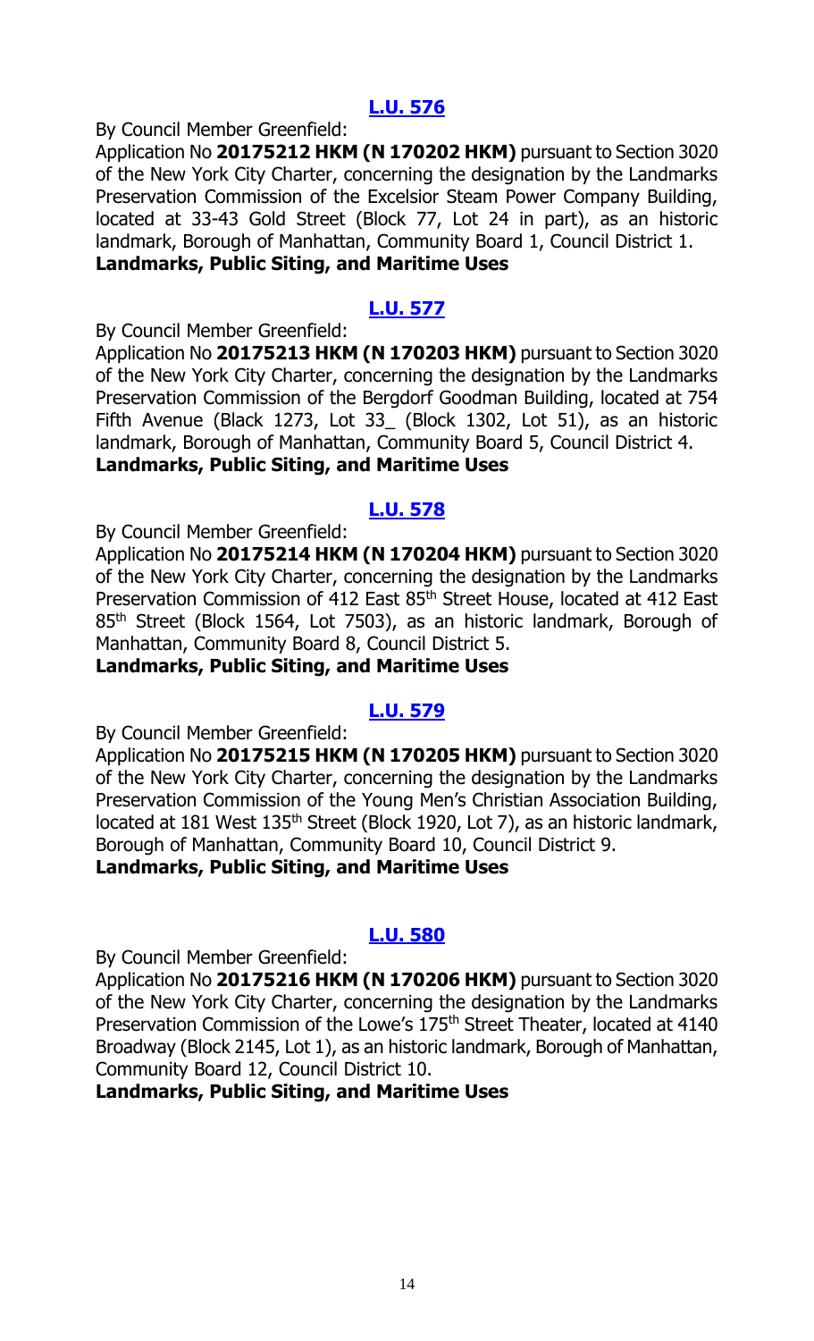## [L.U. 576]()

By Council Member Greenfield:

Application No **20175212 HKM (N 170202 HKM)** pursuant to Section 3020 of the New York City Charter, concerning the designation by the Landmarks Preservation Commission of the Excelsior Steam Power Company Building, located at 33-43 Gold Street (Block 77, Lot 24 in part), as an historic landmark, Borough of Manhattan, Community Board 1, Council District 1.

**Landmarks, Public Siting, and Maritime Uses**

## [L.U. 577]()

By Council Member Greenfield:

Application No **20175213 HKM (N 170203 HKM)** pursuant to Section 3020 of the New York City Charter, concerning the designation by the Landmarks Preservation Commission of the Bergdorf Goodman Building, located at 754 Fifth Avenue (Black 1273, Lot 33_ (Block 1302, Lot 51), as an historic landmark, Borough of Manhattan, Community Board 5, Council District 4.

**Landmarks, Public Siting, and Maritime Uses**

## [L.U. 578]()

By Council Member Greenfield:

Application No **20175214 HKM (N 170204 HKM)** pursuant to Section 3020 of the New York City Charter, concerning the designation by the Landmarks Preservation Commission of 412 East 85th Street House, located at 412 East 85th Street (Block 1564, Lot 7503), as an historic landmark, Borough of Manhattan, Community Board 8, Council District 5.

**Landmarks, Public Siting, and Maritime Uses**

## [L.U. 579]()

By Council Member Greenfield:

Application No **20175215 HKM (N 170205 HKM)** pursuant to Section 3020 of the New York City Charter, concerning the designation by the Landmarks Preservation Commission of the Young Men's Christian Association Building, located at 181 West 135th Street (Block 1920, Lot 7), as an historic landmark, Borough of Manhattan, Community Board 10, Council District 9.

**Landmarks, Public Siting, and Maritime Uses**

## [L.U. 580]()

By Council Member Greenfield:

Application No **20175216 HKM (N 170206 HKM)** pursuant to Section 3020 of the New York City Charter, concerning the designation by the Landmarks Preservation Commission of the Lowe's 175th Street Theater, located at 4140 Broadway (Block 2145, Lot 1), as an historic landmark, Borough of Manhattan, Community Board 12, Council District 10.

**Landmarks, Public Siting, and Maritime Uses**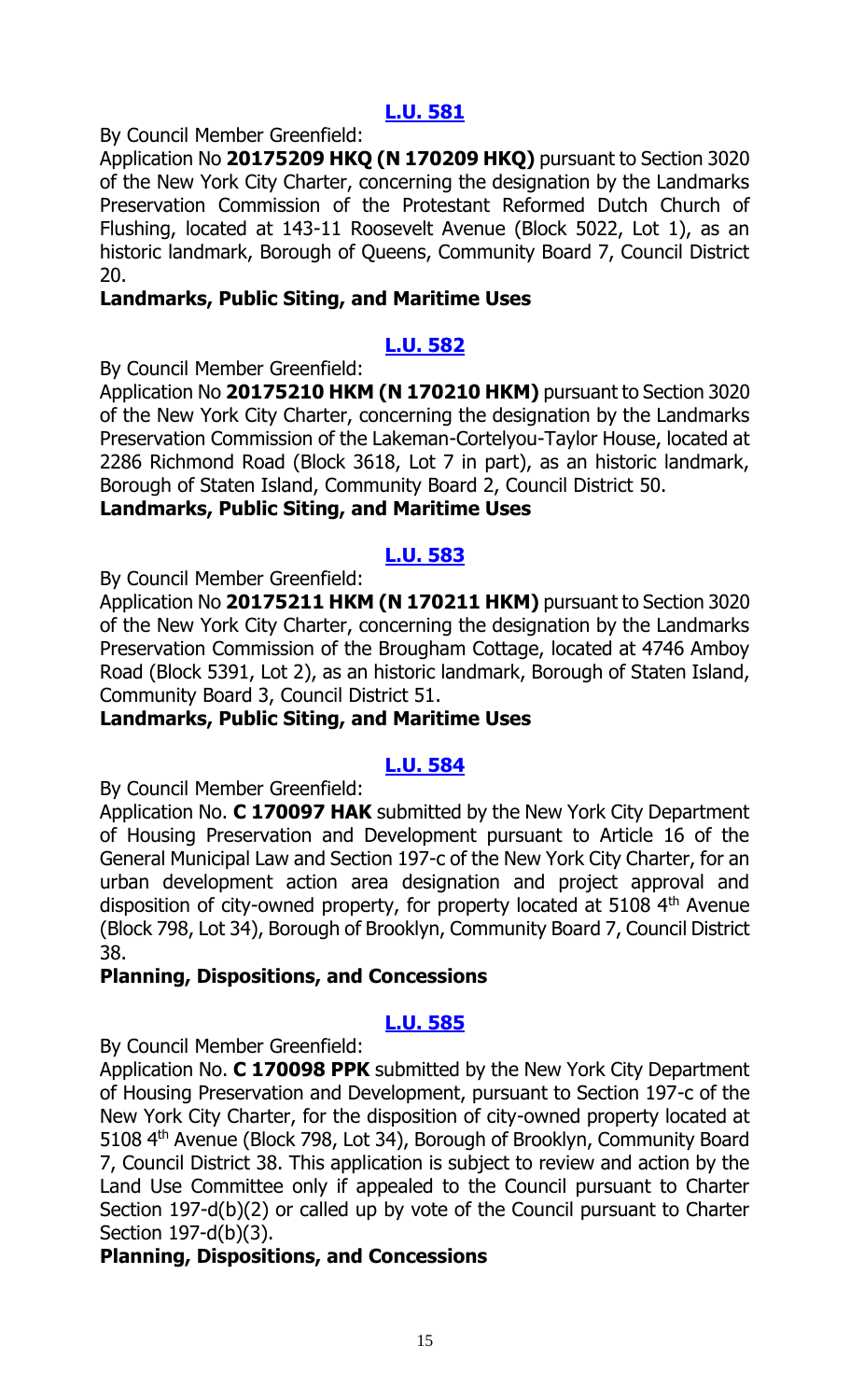## [L.U. 581]()

By Council Member Greenfield:

Application No **20175209 HKQ (N 170209 HKQ)** pursuant to Section 3020 of the New York City Charter, concerning the designation by the Landmarks Preservation Commission of the Protestant Reformed Dutch Church of Flushing, located at 143-11 Roosevelt Avenue (Block 5022, Lot 1), as an historic landmark, Borough of Queens, Community Board 7, Council District 20.

**Landmarks, Public Siting, and Maritime Uses**

## [L.U. 582]()

By Council Member Greenfield:

Application No **20175210 HKM (N 170210 HKM)** pursuant to Section 3020 of the New York City Charter, concerning the designation by the Landmarks Preservation Commission of the Lakeman-Cortelyou-Taylor House, located at 2286 Richmond Road (Block 3618, Lot 7 in part), as an historic landmark, Borough of Staten Island, Community Board 2, Council District 50.

**Landmarks, Public Siting, and Maritime Uses**

## [L.U. 583]()

By Council Member Greenfield:

Application No **20175211 HKM (N 170211 HKM)** pursuant to Section 3020 of the New York City Charter, concerning the designation by the Landmarks Preservation Commission of the Brougham Cottage, located at 4746 Amboy Road (Block 5391, Lot 2), as an historic landmark, Borough of Staten Island, Community Board 3, Council District 51.

**Landmarks, Public Siting, and Maritime Uses**

## [L.U. 584]()

By Council Member Greenfield:

Application No. **C 170097 HAK** submitted by the New York City Department of Housing Preservation and Development pursuant to Article 16 of the General Municipal Law and Section 197-c of the New York City Charter, for an urban development action area designation and project approval and disposition of city-owned property, for property located at 5108 4th Avenue (Block 798, Lot 34), Borough of Brooklyn, Community Board 7, Council District 38.

**Planning, Dispositions, and Concessions**

## [L.U. 585]()

By Council Member Greenfield:

Application No. **C 170098 PPK** submitted by the New York City Department of Housing Preservation and Development, pursuant to Section 197-c of the New York City Charter, for the disposition of city-owned property located at 5108 4th Avenue (Block 798, Lot 34), Borough of Brooklyn, Community Board 7, Council District 38. This application is subject to review and action by the Land Use Committee only if appealed to the Council pursuant to Charter Section 197-d(b)(2) or called up by vote of the Council pursuant to Charter Section 197-d(b)(3).

**Planning, Dispositions, and Concessions**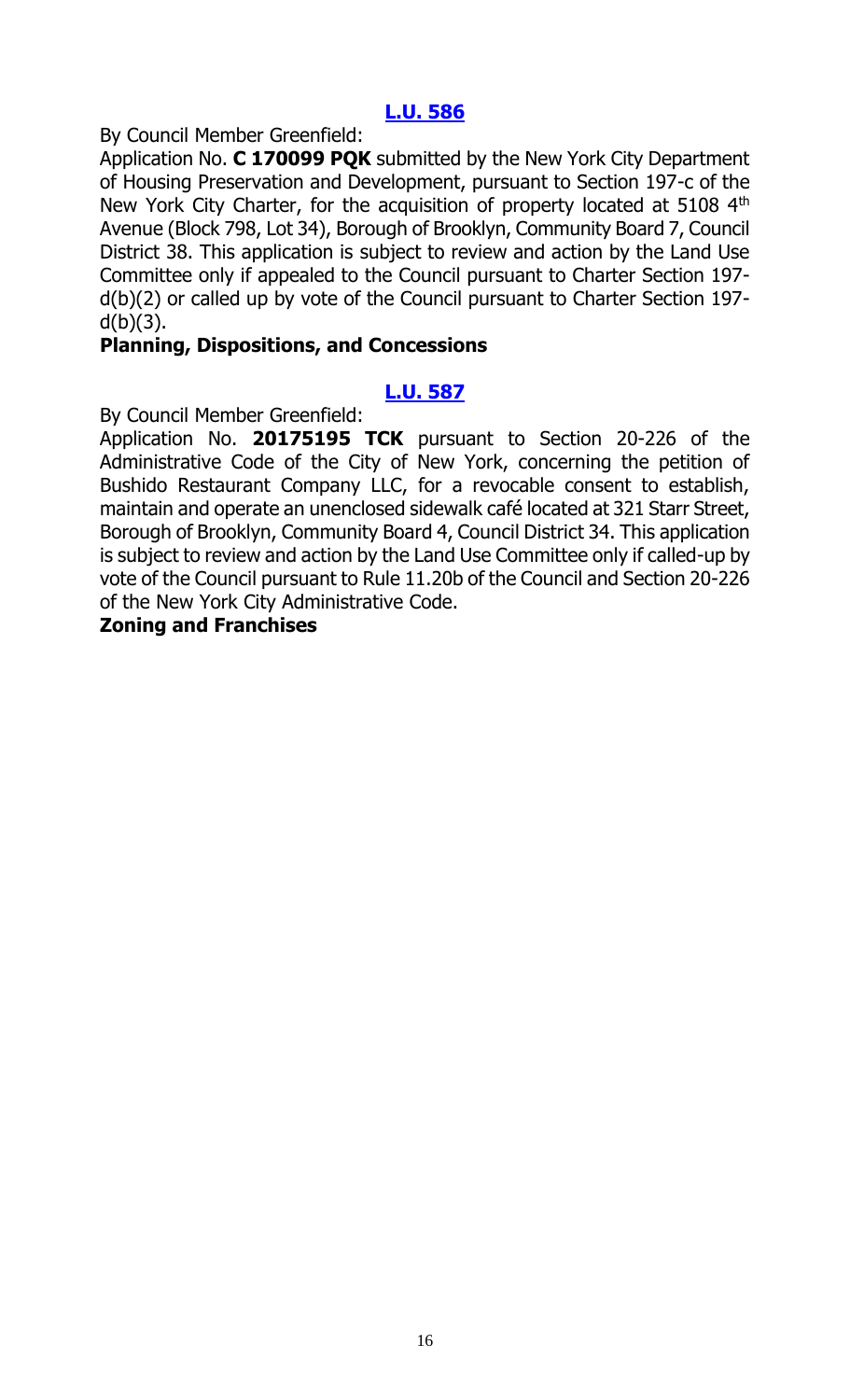## [L.U. 586](#)

By Council Member Greenfield:

Application No. **C 170099 PQK** submitted by the New York City Department of Housing Preservation and Development, pursuant to Section 197-c of the New York City Charter, for the acquisition of property located at 5108 4th Avenue (Block 798, Lot 34), Borough of Brooklyn, Community Board 7, Council District 38. This application is subject to review and action by the Land Use Committee only if appealed to the Council pursuant to Charter Section 197-d(b)(2) or called up by vote of the Council pursuant to Charter Section 197-d(b)(3).

**Planning, Dispositions, and Concessions**

## [L.U. 587](#)

By Council Member Greenfield:

Application No. **20175195 TCK** pursuant to Section 20-226 of the Administrative Code of the City of New York, concerning the petition of Bushido Restaurant Company LLC, for a revocable consent to establish, maintain and operate an unenclosed sidewalk café located at 321 Starr Street, Borough of Brooklyn, Community Board 4, Council District 34. This application is subject to review and action by the Land Use Committee only if called-up by vote of the Council pursuant to Rule 11.20b of the Council and Section 20-226 of the New York City Administrative Code.

**Zoning and Franchises**